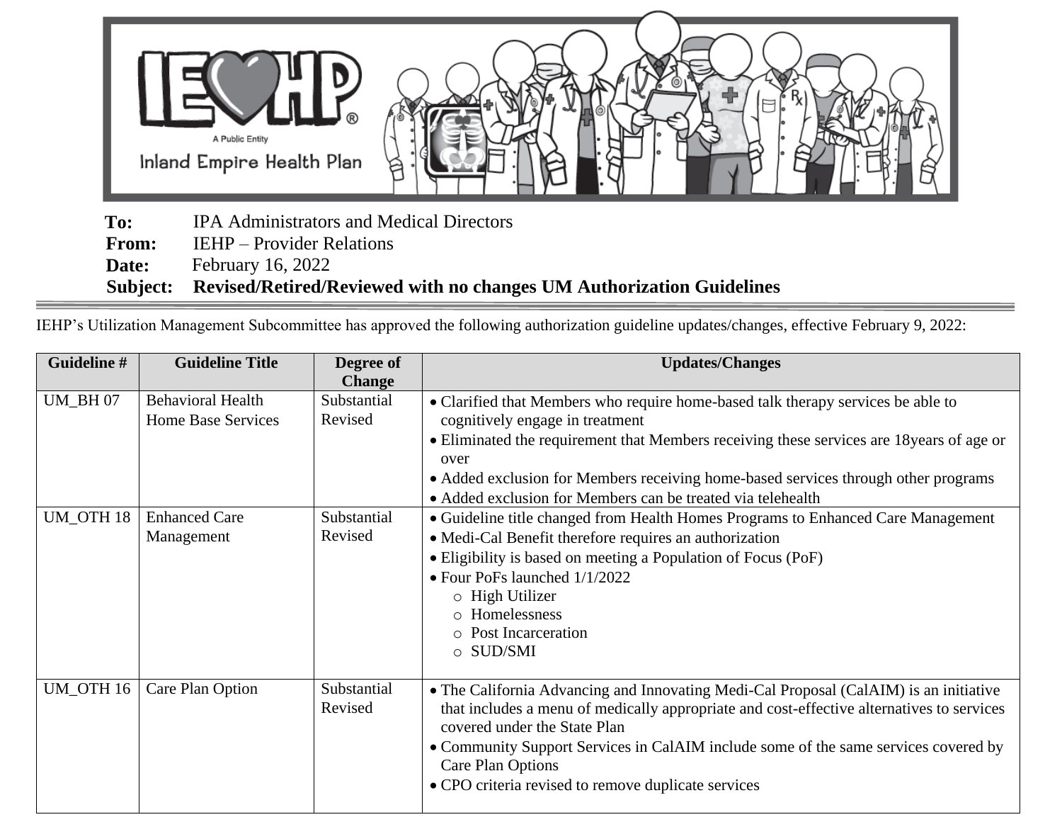IEHP
A Public Entity
Inland Empire Health Plan

**To:** IPA Administrators and Medical Directors
**From:** IEHP – Provider Relations
**Date:** February 16, 2022
**Subject:** **Revised/Retired/Reviewed with no changes UM Authorization Guidelines**

IEHP's Utilization Management Subcommittee has approved the following authorization guideline updates/changes, effective February 9, 2022:

| Guideline # | Guideline Title | Degree of Change | Updates/Changes |
|---|---|---|---|
| UM_BH 07 | Behavioral Health Home Base Services | Substantial Revised | • Clarified that Members who require home-based talk therapy services be able to cognitively engage in treatment<br>• Eliminated the requirement that Members receiving these services are 18years of age or over<br>• Added exclusion for Members receiving home-based services through other programs<br>• Added exclusion for Members can be treated via telehealth |
| UM_OTH 18 | Enhanced Care Management | Substantial Revised | • Guideline title changed from Health Homes Programs to Enhanced Care Management<br>• Medi-Cal Benefit therefore requires an authorization<br>• Eligibility is based on meeting a Population of Focus (PoF)<br>• Four PoFs launched 1/1/2022<br>  ○ High Utilizer<br>  ○ Homelessness<br>  ○ Post Incarceration<br>  ○ SUD/SMI |
| UM_OTH 16 | Care Plan Option | Substantial Revised | • The California Advancing and Innovating Medi-Cal Proposal (CalAIM) is an initiative that includes a menu of medically appropriate and cost-effective alternatives to services covered under the State Plan<br>• Community Support Services in CalAIM include some of the same services covered by Care Plan Options<br>• CPO criteria revised to remove duplicate services |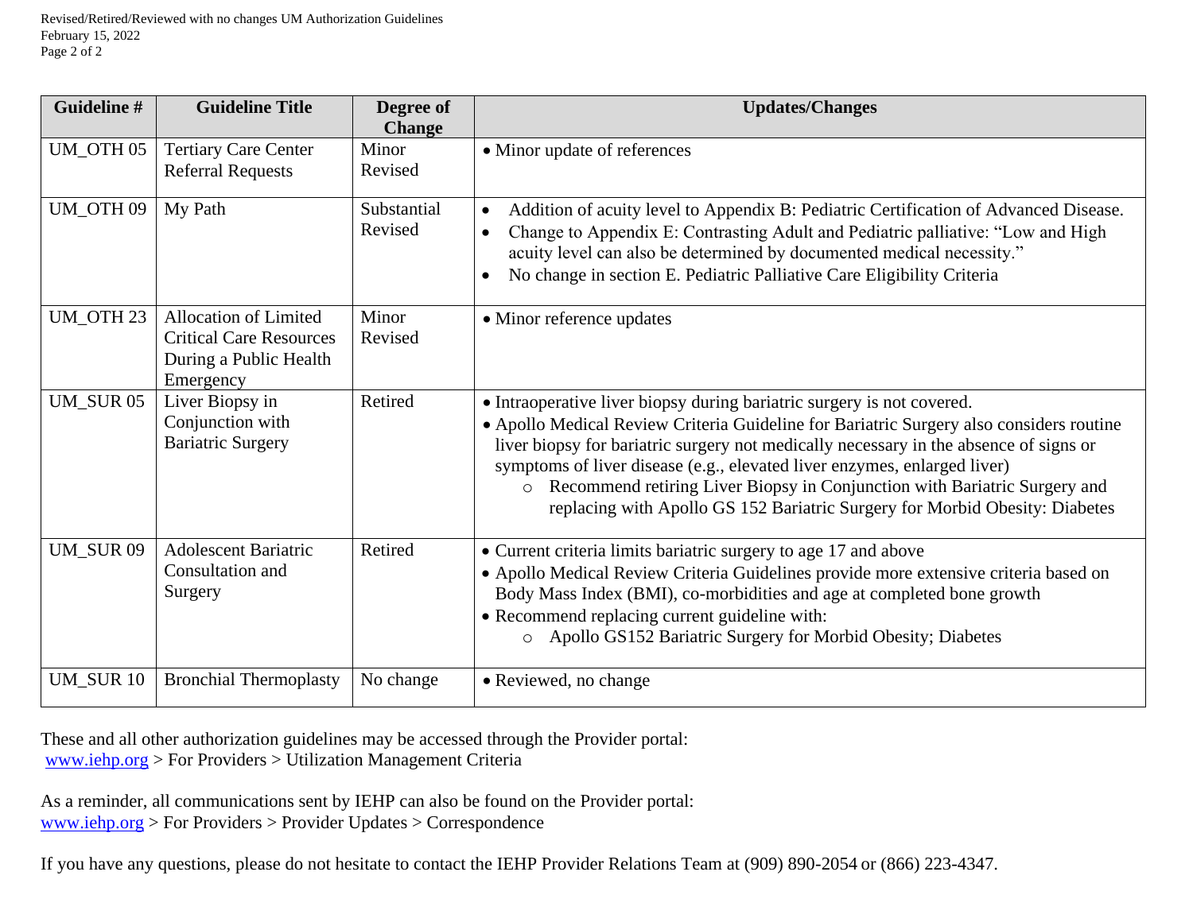| Guideline # | Guideline Title | Degree of Change | Updates/Changes |
|---|---|---|---|
| UM_OTH 05 | Tertiary Care Center Referral Requests | Minor Revised | • Minor update of references |
| UM_OTH 09 | My Path | Substantial Revised | • Addition of acuity level to Appendix B: Pediatric Certification of Advanced Disease.<br>• Change to Appendix E: Contrasting Adult and Pediatric palliative: "Low and High acuity level can also be determined by documented medical necessity."<br>• No change in section E. Pediatric Palliative Care Eligibility Criteria |
| UM_OTH 23 | Allocation of Limited Critical Care Resources During a Public Health Emergency | Minor Revised | • Minor reference updates |
| UM_SUR 05 | Liver Biopsy in Conjunction with Bariatric Surgery | Retired | • Intraoperative liver biopsy during bariatric surgery is not covered.<br>• Apollo Medical Review Criteria Guideline for Bariatric Surgery also considers routine liver biopsy for bariatric surgery not medically necessary in the absence of signs or symptoms of liver disease (e.g., elevated liver enzymes, enlarged liver)<br>○ Recommend retiring Liver Biopsy in Conjunction with Bariatric Surgery and replacing with Apollo GS 152 Bariatric Surgery for Morbid Obesity: Diabetes |
| UM_SUR 09 | Adolescent Bariatric Consultation and Surgery | Retired | • Current criteria limits bariatric surgery to age 17 and above<br>• Apollo Medical Review Criteria Guidelines provide more extensive criteria based on Body Mass Index (BMI), co-morbidities and age at completed bone growth<br>• Recommend replacing current guideline with:<br>○ Apollo GS152 Bariatric Surgery for Morbid Obesity; Diabetes |
| UM_SUR 10 | Bronchial Thermoplasty | No change | • Reviewed, no change |

These and all other authorization guidelines may be accessed through the Provider portal:
www.iehp.org > For Providers > Utilization Management Criteria

As a reminder, all communications sent by IEHP can also be found on the Provider portal:
www.iehp.org > For Providers > Provider Updates > Correspondence

If you have any questions, please do not hesitate to contact the IEHP Provider Relations Team at (909) 890-2054 or (866) 223-4347.